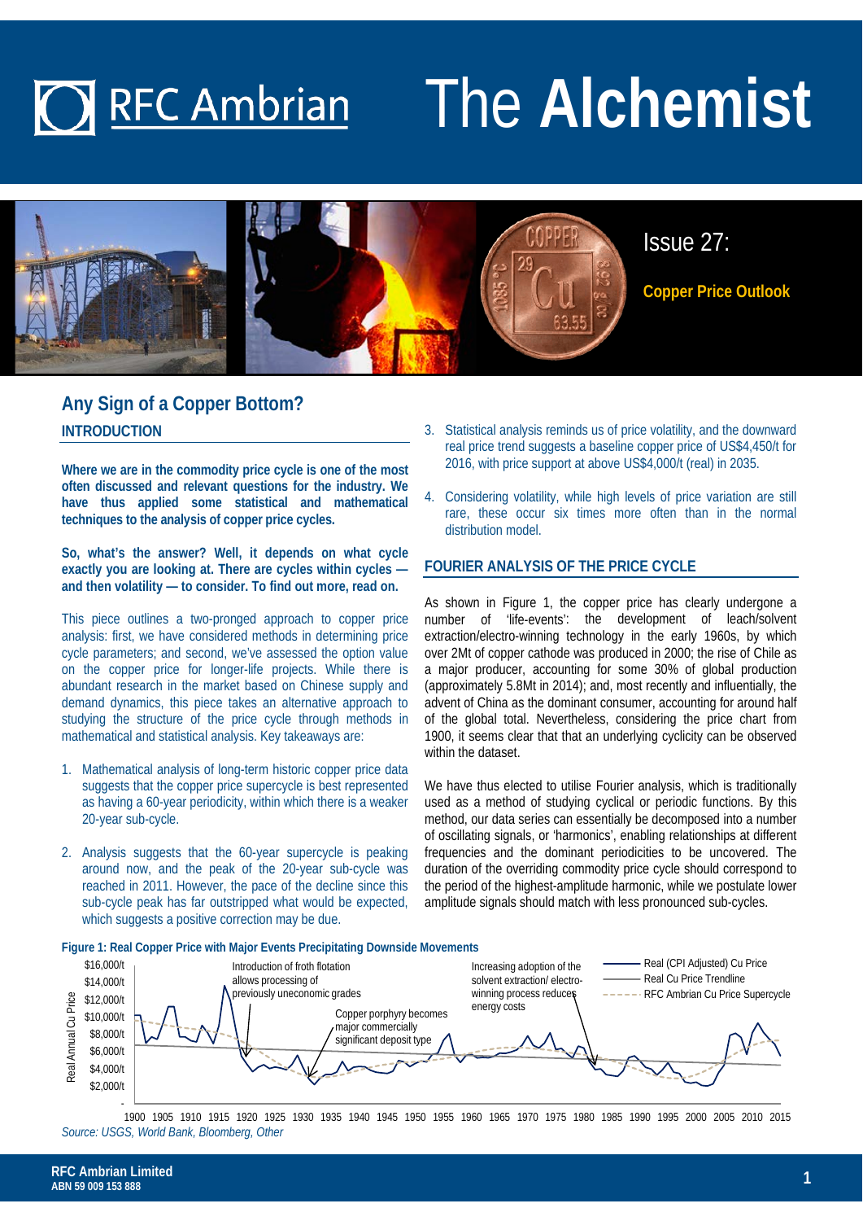# RFC Ambrian — The Alchemist

Issue 27:

**Copper Price Outlook**

## Any Sign of a Copper Bottom?

### INTRODUCTION

**Where we are in the commodity price cycle is one of the most often discussed and relevant questions for the industry. We have thus applied some statistical and mathematical techniques to the analysis of copper price cycles.**

**So, what's the answer? Well, it depends on what cycle exactly you are looking at. There are cycles within cycles — and then volatility — to consider. To find out more, read on.**

This piece outlines a two-pronged approach to copper price analysis: first, we have considered methods in determining price cycle parameters; and second, we've assessed the option value on the copper price for longer-life projects. While there is abundant research in the market based on Chinese supply and demand dynamics, this piece takes an alternative approach to studying the structure of the price cycle through methods in mathematical and statistical analysis. Key takeaways are:

1. Mathematical analysis of long-term historic copper price data suggests that the copper price supercycle is best represented as having a 60-year periodicity, within which there is a weaker 20-year sub-cycle.
2. Analysis suggests that the 60-year supercycle is peaking around now, and the peak of the 20-year sub-cycle was reached in 2011. However, the pace of the decline since this sub-cycle peak has far outstripped what would be expected, which suggests a positive correction may be due.
3. Statistical analysis reminds us of price volatility, and the downward real price trend suggests a baseline copper price of US$4,450/t for 2016, with price support at above US$4,000/t (real) in 2035.
4. Considering volatility, while high levels of price variation are still rare, these occur six times more often than in the normal distribution model.

### FOURIER ANALYSIS OF THE PRICE CYCLE

As shown in Figure 1, the copper price has clearly undergone a number of 'life-events': the development of leach/solvent extraction/electro-winning technology in the early 1960s, by which over 2Mt of copper cathode was produced in 2000; the rise of Chile as a major producer, accounting for some 30% of global production (approximately 5.8Mt in 2014); and, most recently and influentially, the advent of China as the dominant consumer, accounting for around half of the global total. Nevertheless, considering the price chart from 1900, it seems clear that that an underlying cyclicity can be observed within the dataset.

We have thus elected to utilise Fourier analysis, which is traditionally used as a method of studying cyclical or periodic functions. By this method, our data series can essentially be decomposed into a number of oscillating signals, or 'harmonics', enabling relationships at different frequencies and the dominant periodicities to be uncovered. The duration of the overriding commodity price cycle should correspond to the period of the highest-amplitude harmonic, while we postulate lower amplitude signals should match with less pronounced sub-cycles.

**Figure 1: Real Copper Price with Major Events Precipitating Downside Movements**

*Source: USGS, World Bank, Bloomberg, Other*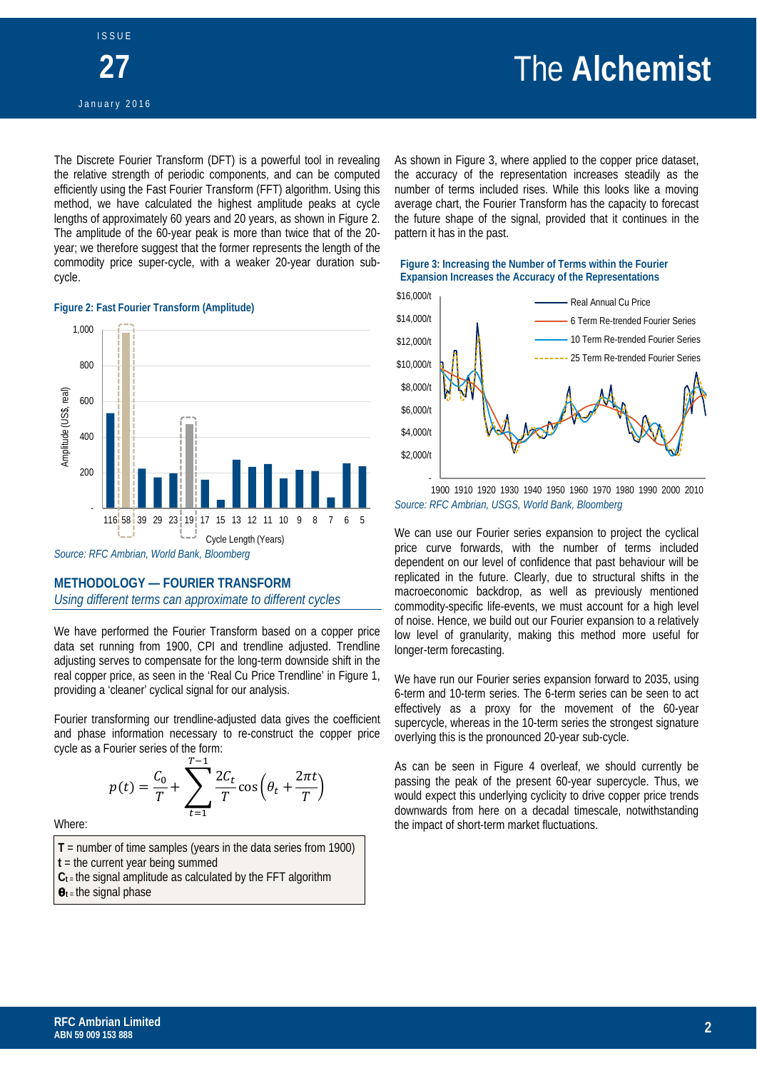The Discrete Fourier Transform (DFT) is a powerful tool in revealing the relative strength of periodic components, and can be computed efficiently using the Fast Fourier Transform (FFT) algorithm. Using this method, we have calculated the highest amplitude peaks at cycle lengths of approximately 60 years and 20 years, as shown in Figure 2. The amplitude of the 60-year peak is more than twice that of the 20-year; we therefore suggest that the former represents the length of the commodity price super-cycle, with a weaker 20-year duration sub-cycle.

**Figure 2: Fast Fourier Transform (Amplitude)**

*Source: RFC Ambrian, World Bank, Bloomberg*

## METHODOLOGY — FOURIER TRANSFORM

*Using different terms can approximate to different cycles*

We have performed the Fourier Transform based on a copper price data set running from 1900, CPI and trendline adjusted. Trendline adjusting serves to compensate for the long-term downside shift in the real copper price, as seen in the 'Real Cu Price Trendline' in Figure 1, providing a 'cleaner' cyclical signal for our analysis.

Fourier transforming our trendline-adjusted data gives the coefficient and phase information necessary to re-construct the copper price cycle as a Fourier series of the form:

$$p(t) = \frac{C_0}{T} + \sum_{t=1}^{T-1} \frac{2C_t}{T} \cos\left(\theta_t + \frac{2\pi t}{T}\right)$$

Where:

**T** = number of time samples (years in the data series from 1900)
**t** = the current year being summed
$\mathbf{C_t}$ = the signal amplitude as calculated by the FFT algorithm
$\boldsymbol{\theta_t}$ = the signal phase

As shown in Figure 3, where applied to the copper price dataset, the accuracy of the representation increases steadily as the number of terms included rises. While this looks like a moving average chart, the Fourier Transform has the capacity to forecast the future shape of the signal, provided that it continues in the pattern it has in the past.

**Figure 3: Increasing the Number of Terms within the Fourier Expansion Increases the Accuracy of the Representations**

*Source: RFC Ambrian, USGS, World Bank, Bloomberg*

We can use our Fourier series expansion to project the cyclical price curve forwards, with the number of terms included dependent on our level of confidence that past behaviour will be replicated in the future. Clearly, due to structural shifts in the macroeconomic backdrop, as well as previously mentioned commodity-specific life-events, we must account for a high level of noise. Hence, we build out our Fourier expansion to a relatively low level of granularity, making this method more useful for longer-term forecasting.

We have run our Fourier series expansion forward to 2035, using 6-term and 10-term series. The 6-term series can be seen to act effectively as a proxy for the movement of the 60-year supercycle, whereas in the 10-term series the strongest signature overlying this is the pronounced 20-year sub-cycle.

As can be seen in Figure 4 overleaf, we should currently be passing the peak of the present 60-year supercycle. Thus, we would expect this underlying cyclicity to drive copper price trends downwards from here on a decadal timescale, notwithstanding the impact of short-term market fluctuations.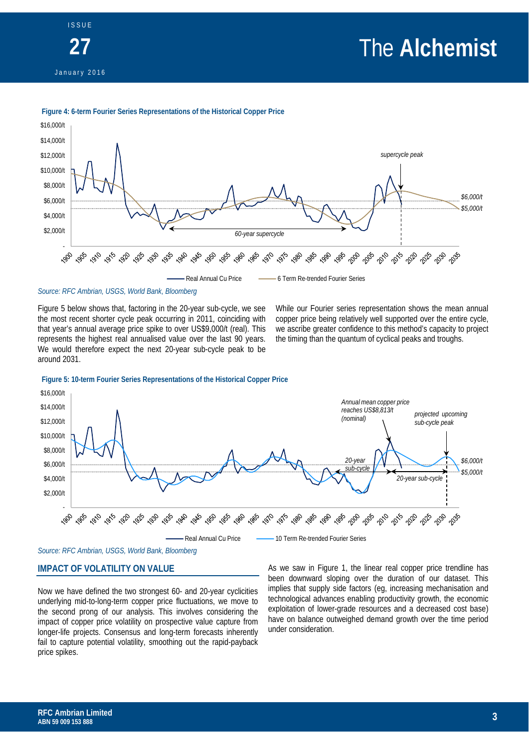**Figure 4: 6-term Fourier Series Representations of the Historical Copper Price**

Source: RFC Ambrian, USGS, World Bank, Bloomberg

Figure 5 below shows that, factoring in the 20-year sub-cycle, we see the most recent shorter cycle peak occurring in 2011, coinciding with that year's annual average price spike to over US$9,000/t (real). This represents the highest real annualised value over the last 90 years. We would therefore expect the next 20-year sub-cycle peak to be around 2031.

While our Fourier series representation shows the mean annual copper price being relatively well supported over the entire cycle, we ascribe greater confidence to this method's capacity to project the timing than the quantum of cyclical peaks and troughs.

**Figure 5: 10-term Fourier Series Representations of the Historical Copper Price**

Source: RFC Ambrian, USGS, World Bank, Bloomberg

## IMPACT OF VOLATILITY ON VALUE

Now we have defined the two strongest 60- and 20-year cyclicities underlying mid-to-long-term copper price fluctuations, we move to the second prong of our analysis. This involves considering the impact of copper price volatility on prospective value capture from longer-life projects. Consensus and long-term forecasts inherently fail to capture potential volatility, smoothing out the rapid-payback price spikes.

As we saw in Figure 1, the linear real copper price trendline has been downward sloping over the duration of our dataset. This implies that supply side factors (eg, increasing mechanisation and technological advances enabling productivity growth, the economic exploitation of lower-grade resources and a decreased cost base) have on balance outweighed demand growth over the time period under consideration.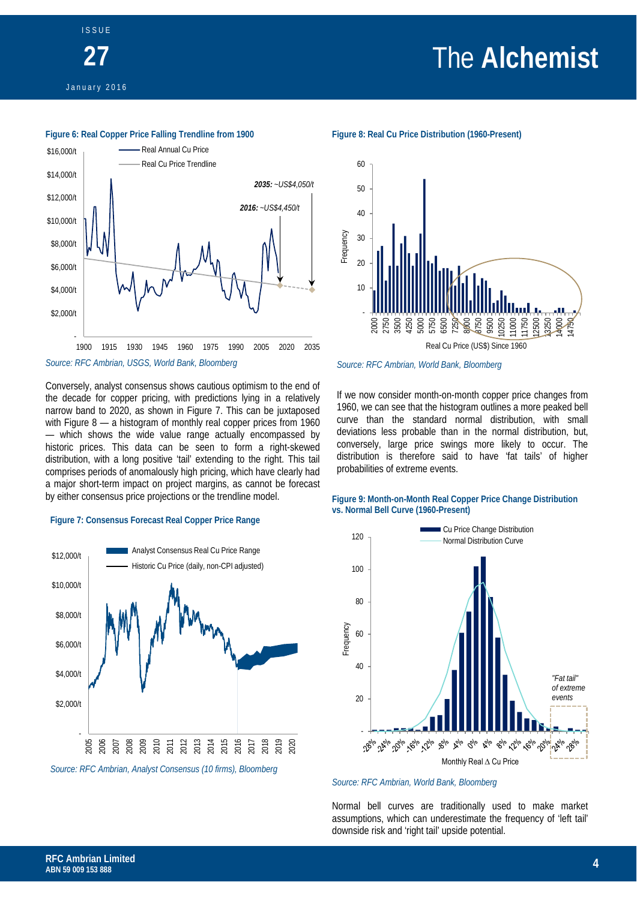**Figure 6: Real Copper Price Falling Trendline from 1900**

*Source: RFC Ambrian, USGS, World Bank, Bloomberg*

Conversely, analyst consensus shows cautious optimism to the end of the decade for copper pricing, with predictions lying in a relatively narrow band to 2020, as shown in Figure 7. This can be juxtaposed with Figure 8 — a histogram of monthly real copper prices from 1960 — which shows the wide value range actually encompassed by historic prices. This data can be seen to form a right-skewed distribution, with a long positive 'tail' extending to the right. This tail comprises periods of anomalously high pricing, which have clearly had a major short-term impact on project margins, as cannot be forecast by either consensus price projections or the trendline model.

**Figure 7: Consensus Forecast Real Copper Price Range**

*Source: RFC Ambrian, Analyst Consensus (10 firms), Bloomberg*

**Figure 8: Real Cu Price Distribution (1960-Present)**

*Source: RFC Ambrian, World Bank, Bloomberg*

If we now consider month-on-month copper price changes from 1960, we can see that the histogram outlines a more peaked bell curve than the standard normal distribution, with small deviations less probable than in the normal distribution, but, conversely, large price swings more likely to occur. The distribution is therefore said to have 'fat tails' of higher probabilities of extreme events.

**Figure 9: Month-on-Month Real Copper Price Change Distribution vs. Normal Bell Curve (1960-Present)**

*Source: RFC Ambrian, World Bank, Bloomberg*

Normal bell curves are traditionally used to make market assumptions, which can underestimate the frequency of 'left tail' downside risk and 'right tail' upside potential.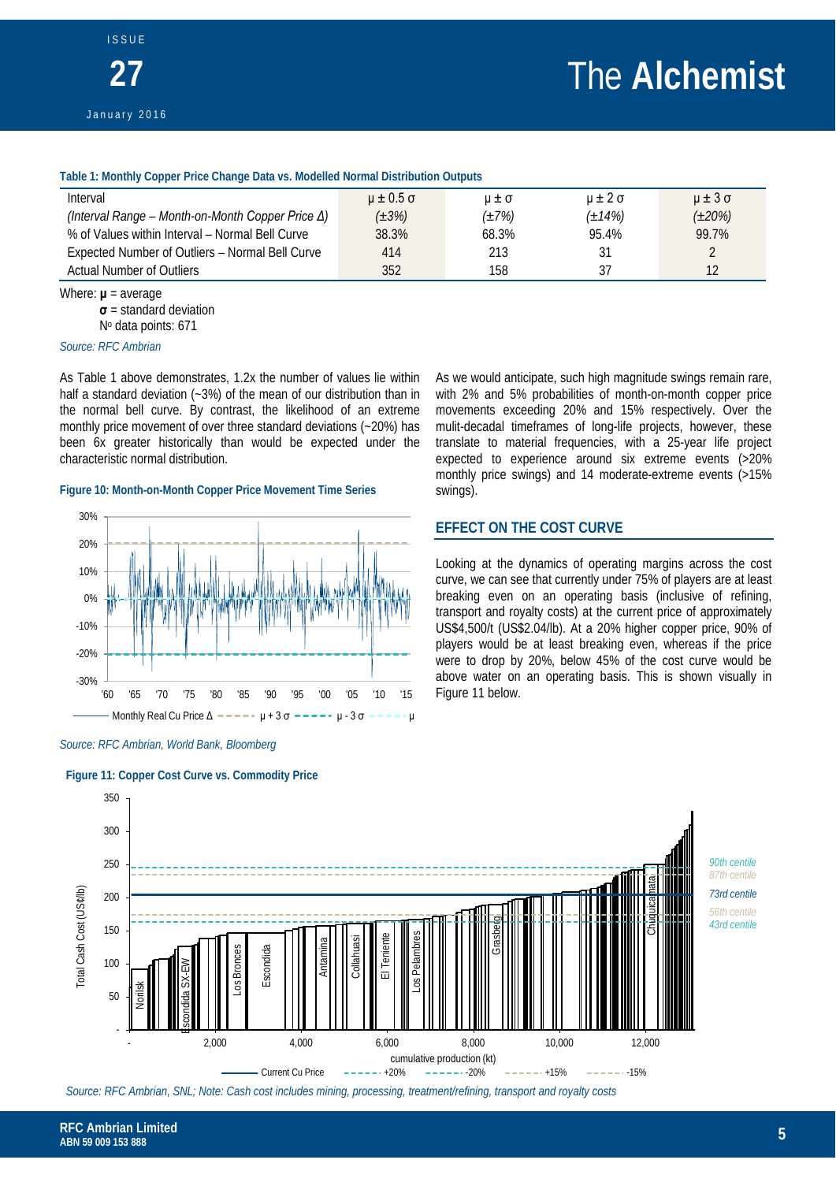**Table 1: Monthly Copper Price Change Data vs. Modelled Normal Distribution Outputs**

| Interval | $\mu \pm 0.5\,\sigma$ | $\mu \pm \sigma$ | $\mu \pm 2\,\sigma$ | $\mu \pm 3\,\sigma$ |
|---|---|---|---|---|
| *(Interval Range – Month-on-Month Copper Price Δ)* | *(±3%)* | *(±7%)* | *(±14%)* | *(±20%)* |
| % of Values within Interval – Normal Bell Curve | 38.3% | 68.3% | 95.4% | 99.7% |
| Expected Number of Outliers – Normal Bell Curve | 414 | 213 | 31 | 2 |
| Actual Number of Outliers | 352 | 158 | 37 | 12 |

Where: **μ** = average
**σ** = standard deviation
Nº data points: 671

*Source: RFC Ambrian*

As Table 1 above demonstrates, 1.2x the number of values lie within half a standard deviation (~3%) of the mean of our distribution than in the normal bell curve. By contrast, the likelihood of an extreme monthly price movement of over three standard deviations (~20%) has been 6x greater historically than would be expected under the characteristic normal distribution.

**Figure 10: Month-on-Month Copper Price Movement Time Series**

*Source: RFC Ambrian, World Bank, Bloomberg*

As we would anticipate, such high magnitude swings remain rare, with 2% and 5% probabilities of month-on-month copper price movements exceeding 20% and 15% respectively. Over the mulit-decadal timeframes of long-life projects, however, these translate to material frequencies, with a 25-year life project expected to experience around six extreme events (>20% monthly price swings) and 14 moderate-extreme events (>15% swings).

## EFFECT ON THE COST CURVE

Looking at the dynamics of operating margins across the cost curve, we can see that currently under 75% of players are at least breaking even on an operating basis (inclusive of refining, transport and royalty costs) at the current price of approximately US$4,500/t (US$2.04/lb). At a 20% higher copper price, 90% of players would be at least breaking even, whereas if the price were to drop by 20%, below 45% of the cost curve would be above water on an operating basis. This is shown visually in Figure 11 below.

**Figure 11: Copper Cost Curve vs. Commodity Price**

*Source: RFC Ambrian, SNL; Note: Cash cost includes mining, processing, treatment/refining, transport and royalty costs*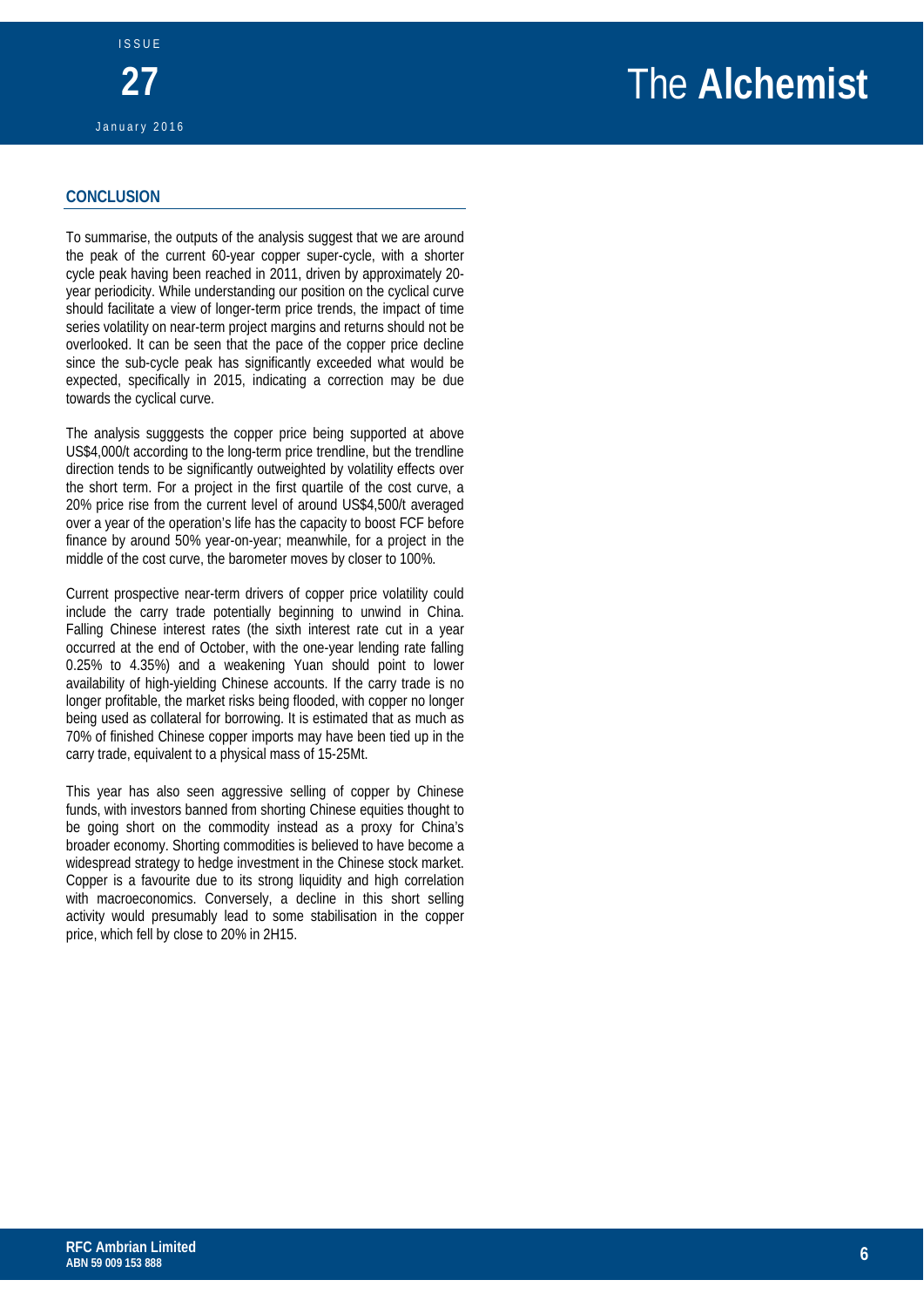## CONCLUSION

To summarise, the outputs of the analysis suggest that we are around the peak of the current 60-year copper super-cycle, with a shorter cycle peak having been reached in 2011, driven by approximately 20-year periodicity. While understanding our position on the cyclical curve should facilitate a view of longer-term price trends, the impact of time series volatility on near-term project margins and returns should not be overlooked. It can be seen that the pace of the copper price decline since the sub-cycle peak has significantly exceeded what would be expected, specifically in 2015, indicating a correction may be due towards the cyclical curve.

The analysis sugggests the copper price being supported at above US$4,000/t according to the long-term price trendline, but the trendline direction tends to be significantly outweighted by volatility effects over the short term. For a project in the first quartile of the cost curve, a 20% price rise from the current level of around US$4,500/t averaged over a year of the operation's life has the capacity to boost FCF before finance by around 50% year-on-year; meanwhile, for a project in the middle of the cost curve, the barometer moves by closer to 100%.

Current prospective near-term drivers of copper price volatility could include the carry trade potentially beginning to unwind in China. Falling Chinese interest rates (the sixth interest rate cut in a year occurred at the end of October, with the one-year lending rate falling 0.25% to 4.35%) and a weakening Yuan should point to lower availability of high-yielding Chinese accounts. If the carry trade is no longer profitable, the market risks being flooded, with copper no longer being used as collateral for borrowing. It is estimated that as much as 70% of finished Chinese copper imports may have been tied up in the carry trade, equivalent to a physical mass of 15-25Mt.

This year has also seen aggressive selling of copper by Chinese funds, with investors banned from shorting Chinese equities thought to be going short on the commodity instead as a proxy for China's broader economy. Shorting commodities is believed to have become a widespread strategy to hedge investment in the Chinese stock market. Copper is a favourite due to its strong liquidity and high correlation with macroeconomics. Conversely, a decline in this short selling activity would presumably lead to some stabilisation in the copper price, which fell by close to 20% in 2H15.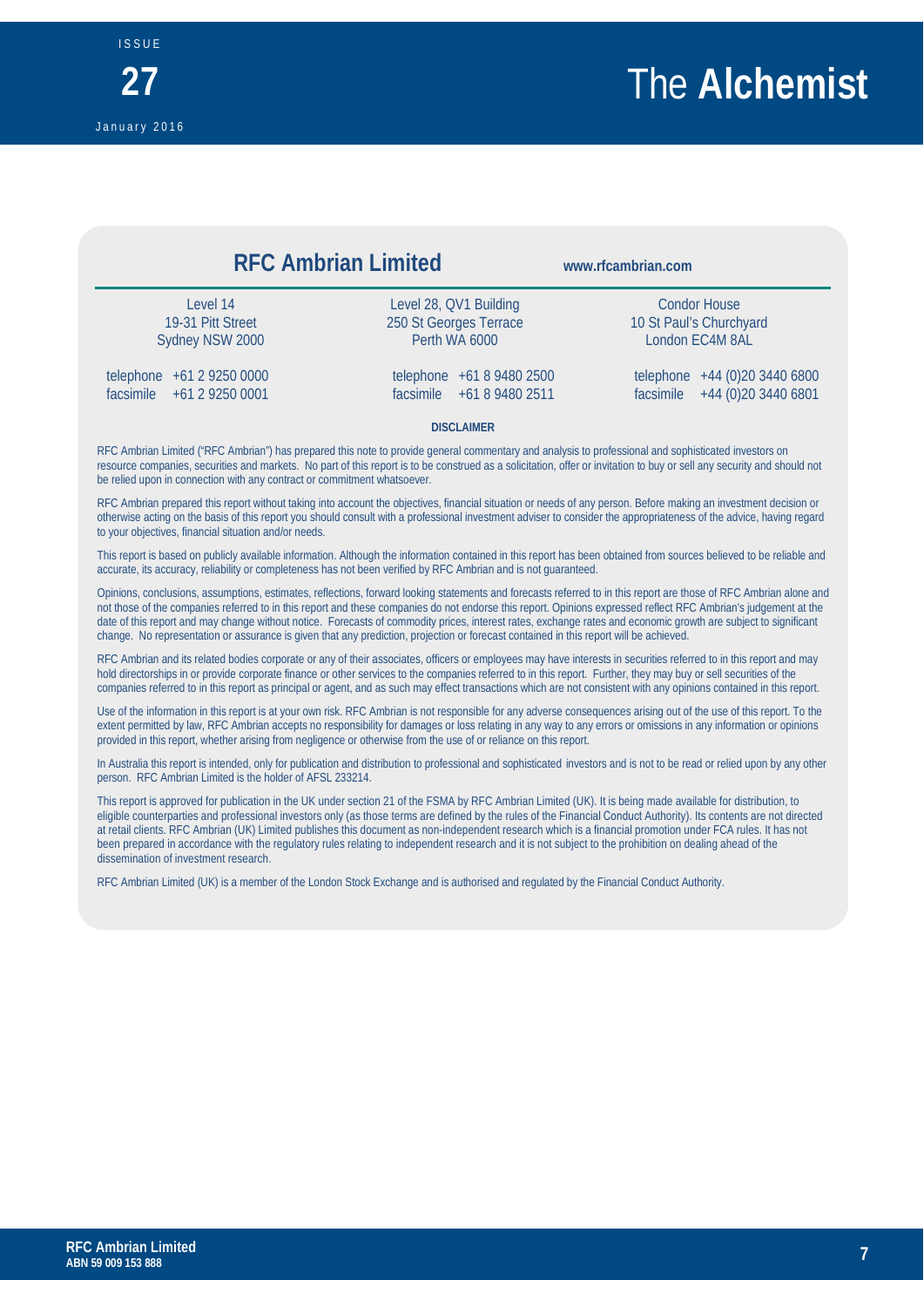## RFC Ambrian Limited

www.rfcambrian.com

| | | |
|---|---|---|
| Level 14<br>19-31 Pitt Street<br>Sydney NSW 2000 | Level 28, QV1 Building<br>250 St Georges Terrace<br>Perth WA 6000 | Condor House<br>10 St Paul's Churchyard<br>London EC4M 8AL |
| telephone +61 2 9250 0000<br>facsimile +61 2 9250 0001 | telephone +61 8 9480 2500<br>facsimile +61 8 9480 2511 | telephone +44 (0)20 3440 6800<br>facsimile +44 (0)20 3440 6801 |

**DISCLAIMER**

RFC Ambrian Limited ("RFC Ambrian") has prepared this note to provide general commentary and analysis to professional and sophisticated investors on resource companies, securities and markets. No part of this report is to be construed as a solicitation, offer or invitation to buy or sell any security and should not be relied upon in connection with any contract or commitment whatsoever.

RFC Ambrian prepared this report without taking into account the objectives, financial situation or needs of any person. Before making an investment decision or otherwise acting on the basis of this report you should consult with a professional investment adviser to consider the appropriateness of the advice, having regard to your objectives, financial situation and/or needs.

This report is based on publicly available information. Although the information contained in this report has been obtained from sources believed to be reliable and accurate, its accuracy, reliability or completeness has not been verified by RFC Ambrian and is not guaranteed.

Opinions, conclusions, assumptions, estimates, reflections, forward looking statements and forecasts referred to in this report are those of RFC Ambrian alone and not those of the companies referred to in this report and these companies do not endorse this report. Opinions expressed reflect RFC Ambrian's judgement at the date of this report and may change without notice. Forecasts of commodity prices, interest rates, exchange rates and economic growth are subject to significant change. No representation or assurance is given that any prediction, projection or forecast contained in this report will be achieved.

RFC Ambrian and its related bodies corporate or any of their associates, officers or employees may have interests in securities referred to in this report and may hold directorships in or provide corporate finance or other services to the companies referred to in this report. Further, they may buy or sell securities of the companies referred to in this report as principal or agent, and as such may effect transactions which are not consistent with any opinions contained in this report.

Use of the information in this report is at your own risk. RFC Ambrian is not responsible for any adverse consequences arising out of the use of this report. To the extent permitted by law, RFC Ambrian accepts no responsibility for damages or loss relating in any way to any errors or omissions in any information or opinions provided in this report, whether arising from negligence or otherwise from the use of or reliance on this report.

In Australia this report is intended, only for publication and distribution to professional and sophisticated investors and is not to be read or relied upon by any other person. RFC Ambrian Limited is the holder of AFSL 233214.

This report is approved for publication in the UK under section 21 of the FSMA by RFC Ambrian Limited (UK). It is being made available for distribution, to eligible counterparties and professional investors only (as those terms are defined by the rules of the Financial Conduct Authority). Its contents are not directed at retail clients. RFC Ambrian (UK) Limited publishes this document as non-independent research which is a financial promotion under FCA rules. It has not been prepared in accordance with the regulatory rules relating to independent research and it is not subject to the prohibition on dealing ahead of the dissemination of investment research.

RFC Ambrian Limited (UK) is a member of the London Stock Exchange and is authorised and regulated by the Financial Conduct Authority.